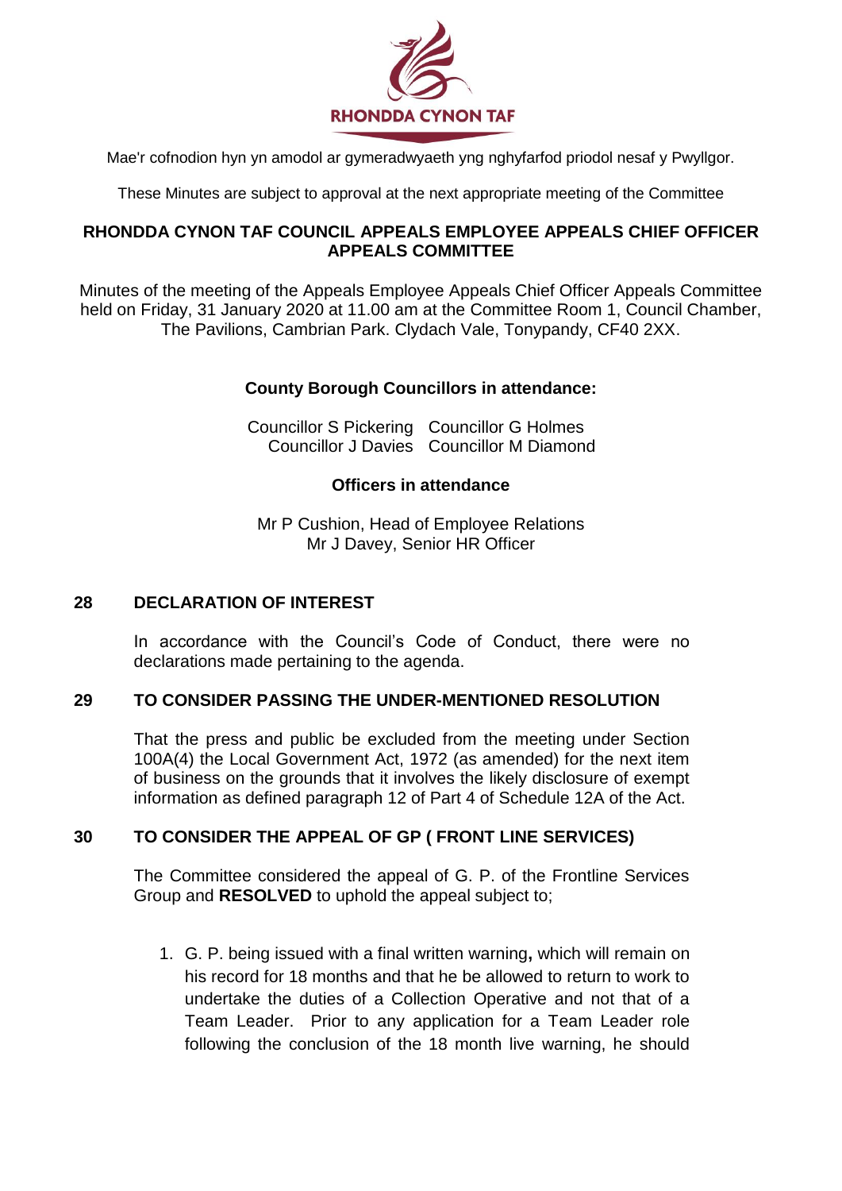RHONDDA CYNON TAF

Mae'r cofnodion hyn yn amodol ar gymeradwyaeth yng nghyfarfod priodol nesaf y Pwyllgor.

These Minutes are subject to approval at the next appropriate meeting of the Committee

## RHONDDA CYNON TAF COUNCIL APPEALS EMPLOYEE APPEALS CHIEF OFFICER APPEALS COMMITTEE

Minutes of the meeting of the Appeals Employee Appeals Chief Officer Appeals Committee held on Friday, 31 January 2020 at 11.00 am at the Committee Room 1, Council Chamber, The Pavilions, Cambrian Park. Clydach Vale, Tonypandy, CF40 2XX.

### County Borough Councillors in attendance:

Councillor S Pickering
Councillor G Holmes
Councillor J Davies
Councillor M Diamond

### Officers in attendance

Mr P Cushion, Head of Employee Relations
Mr J Davey, Senior HR Officer

### 28 DECLARATION OF INTEREST

In accordance with the Council's Code of Conduct, there were no declarations made pertaining to the agenda.

### 29 TO CONSIDER PASSING THE UNDER-MENTIONED RESOLUTION

That the press and public be excluded from the meeting under Section 100A(4) the Local Government Act, 1972 (as amended) for the next item of business on the grounds that it involves the likely disclosure of exempt information as defined paragraph 12 of Part 4 of Schedule 12A of the Act.

### 30 TO CONSIDER THE APPEAL OF GP ( FRONT LINE SERVICES)

The Committee considered the appeal of G. P. of the Frontline Services Group and **RESOLVED** to uphold the appeal subject to;

1. G. P. being issued with a final written warning**,** which will remain on his record for 18 months and that he be allowed to return to work to undertake the duties of a Collection Operative and not that of a Team Leader. Prior to any application for a Team Leader role following the conclusion of the 18 month live warning, he should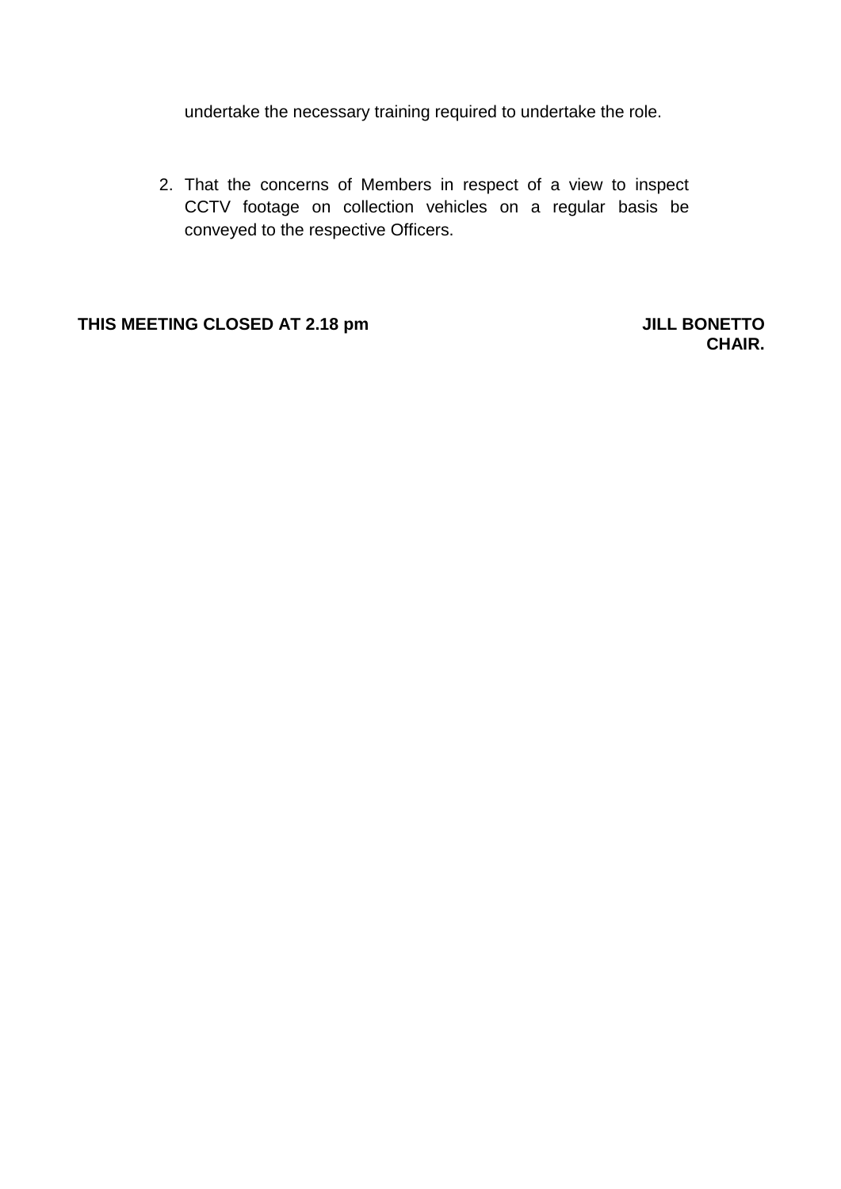undertake the necessary training required to undertake the role.

2. That the concerns of Members in respect of a view to inspect CCTV footage on collection vehicles on a regular basis be conveyed to the respective Officers.

**THIS MEETING CLOSED AT 2.18 pm**

**JILL BONETTO**
**CHAIR.**